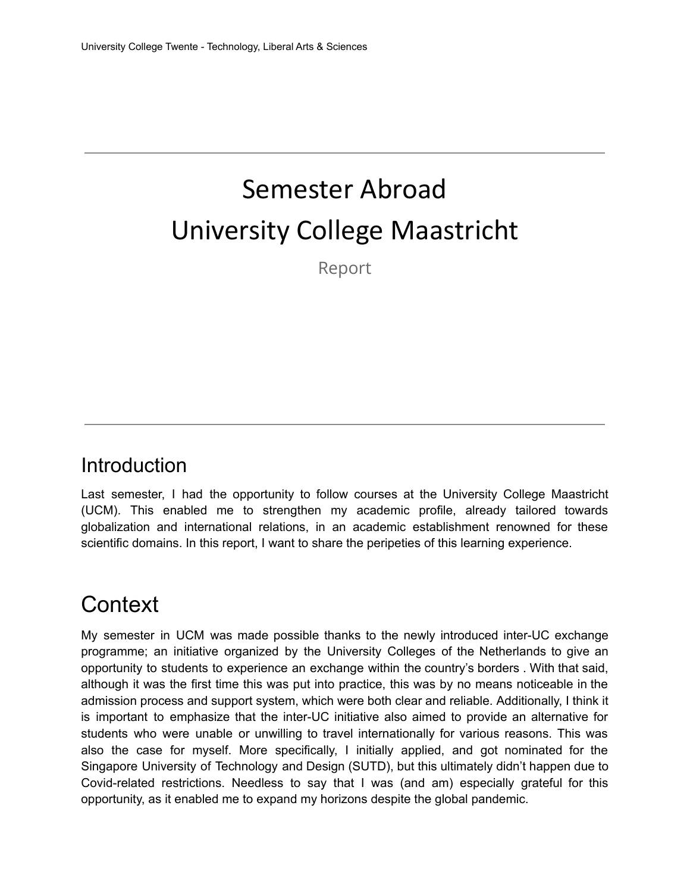# Semester Abroad
# University College Maastricht

Report

## Introduction

Last semester, I had the opportunity to follow courses at the University College Maastricht (UCM). This enabled me to strengthen my academic profile, already tailored towards globalization and international relations, in an academic establishment renowned for these scientific domains. In this report, I want to share the peripeties of this learning experience.

## Context

My semester in UCM was made possible thanks to the newly introduced inter-UC exchange programme; an initiative organized by the University Colleges of the Netherlands to give an opportunity to students to experience an exchange within the country's borders . With that said, although it was the first time this was put into practice, this was by no means noticeable in the admission process and support system, which were both clear and reliable. Additionally, I think it is important to emphasize that the inter-UC initiative also aimed to provide an alternative for students who were unable or unwilling to travel internationally for various reasons. This was also the case for myself. More specifically, I initially applied, and got nominated for the Singapore University of Technology and Design (SUTD), but this ultimately didn't happen due to Covid-related restrictions. Needless to say that I was (and am) especially grateful for this opportunity, as it enabled me to expand my horizons despite the global pandemic.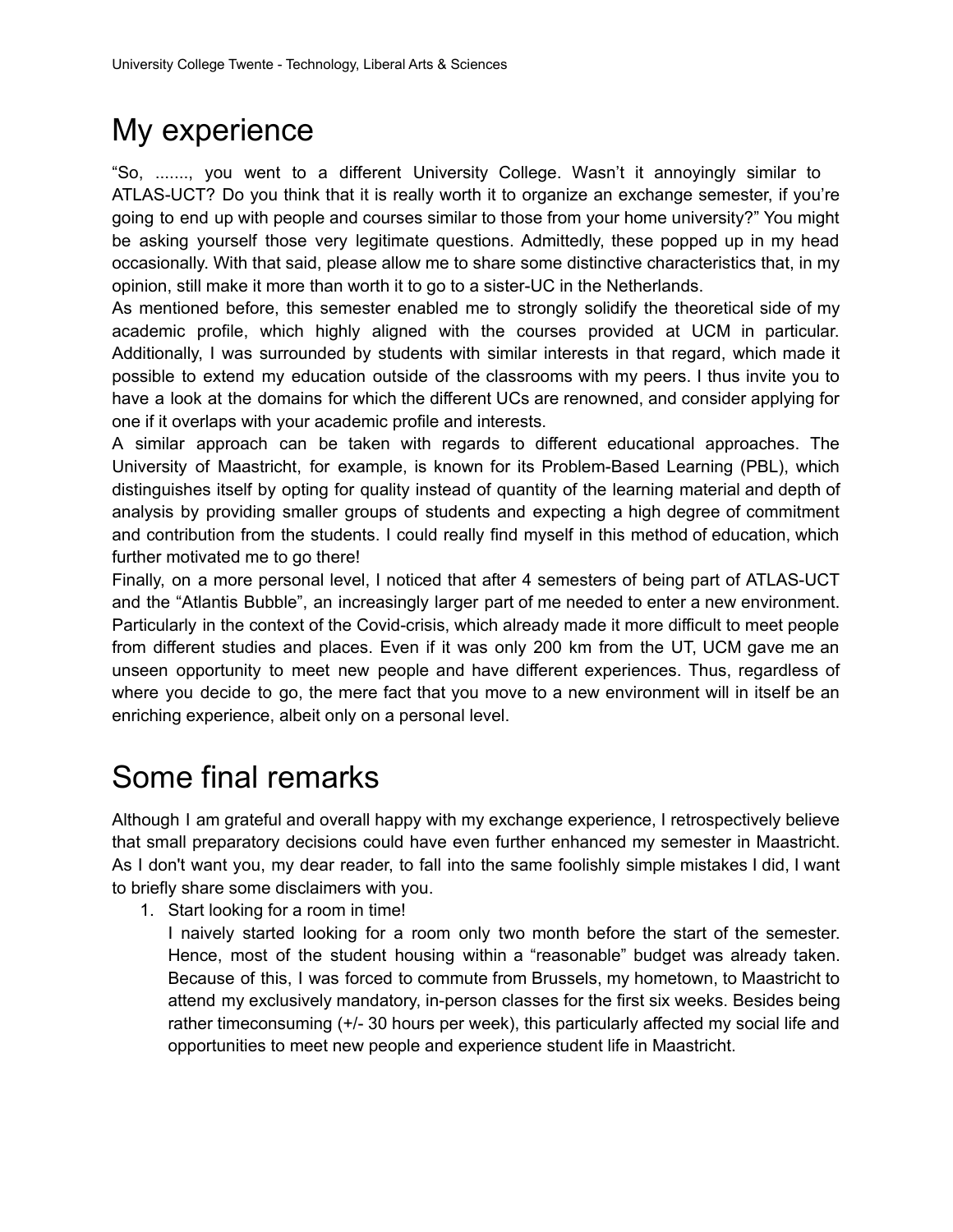# My experience

"So, ......., you went to a different University College. Wasn't it annoyingly similar to ATLAS-UCT? Do you think that it is really worth it to organize an exchange semester, if you're going to end up with people and courses similar to those from your home university?" You might be asking yourself those very legitimate questions. Admittedly, these popped up in my head occasionally. With that said, please allow me to share some distinctive characteristics that, in my opinion, still make it more than worth it to go to a sister-UC in the Netherlands.

As mentioned before, this semester enabled me to strongly solidify the theoretical side of my academic profile, which highly aligned with the courses provided at UCM in particular. Additionally, I was surrounded by students with similar interests in that regard, which made it possible to extend my education outside of the classrooms with my peers. I thus invite you to have a look at the domains for which the different UCs are renowned, and consider applying for one if it overlaps with your academic profile and interests.

A similar approach can be taken with regards to different educational approaches. The University of Maastricht, for example, is known for its Problem-Based Learning (PBL), which distinguishes itself by opting for quality instead of quantity of the learning material and depth of analysis by providing smaller groups of students and expecting a high degree of commitment and contribution from the students. I could really find myself in this method of education, which further motivated me to go there!

Finally, on a more personal level, I noticed that after 4 semesters of being part of ATLAS-UCT and the "Atlantis Bubble", an increasingly larger part of me needed to enter a new environment. Particularly in the context of the Covid-crisis, which already made it more difficult to meet people from different studies and places. Even if it was only 200 km from the UT, UCM gave me an unseen opportunity to meet new people and have different experiences. Thus, regardless of where you decide to go, the mere fact that you move to a new environment will in itself be an enriching experience, albeit only on a personal level.

# Some final remarks

Although I am grateful and overall happy with my exchange experience, I retrospectively believe that small preparatory decisions could have even further enhanced my semester in Maastricht. As I don't want you, my dear reader, to fall into the same foolishly simple mistakes I did, I want to briefly share some disclaimers with you.

1. Start looking for a room in time!
   I naively started looking for a room only two month before the start of the semester. Hence, most of the student housing within a "reasonable" budget was already taken. Because of this, I was forced to commute from Brussels, my hometown, to Maastricht to attend my exclusively mandatory, in-person classes for the first six weeks. Besides being rather timeconsuming (+/- 30 hours per week), this particularly affected my social life and opportunities to meet new people and experience student life in Maastricht.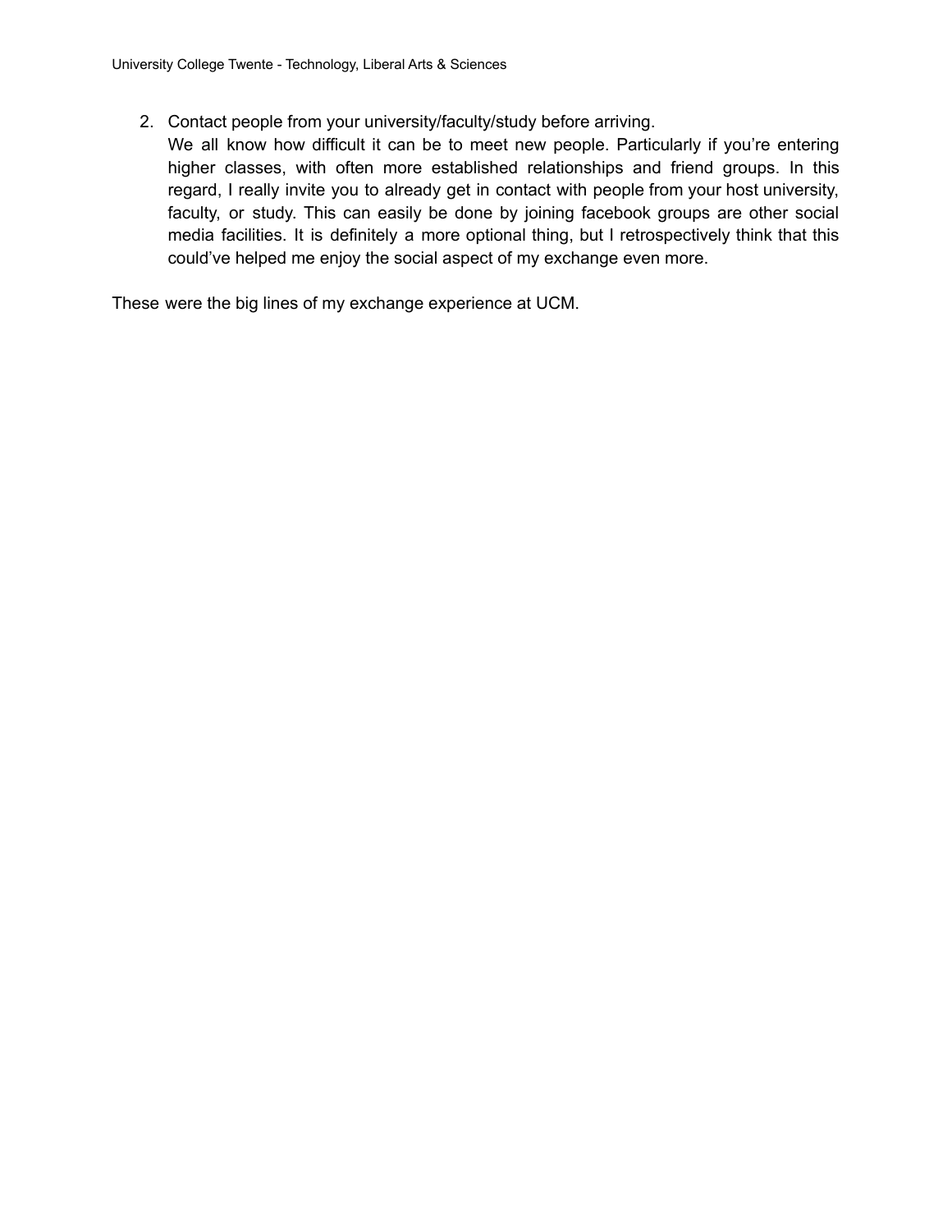2. Contact people from your university/faculty/study before arriving.
   We all know how difficult it can be to meet new people. Particularly if you're entering higher classes, with often more established relationships and friend groups. In this regard, I really invite you to already get in contact with people from your host university, faculty, or study. This can easily be done by joining facebook groups are other social media facilities. It is definitely a more optional thing, but I retrospectively think that this could've helped me enjoy the social aspect of my exchange even more.

These were the big lines of my exchange experience at UCM.